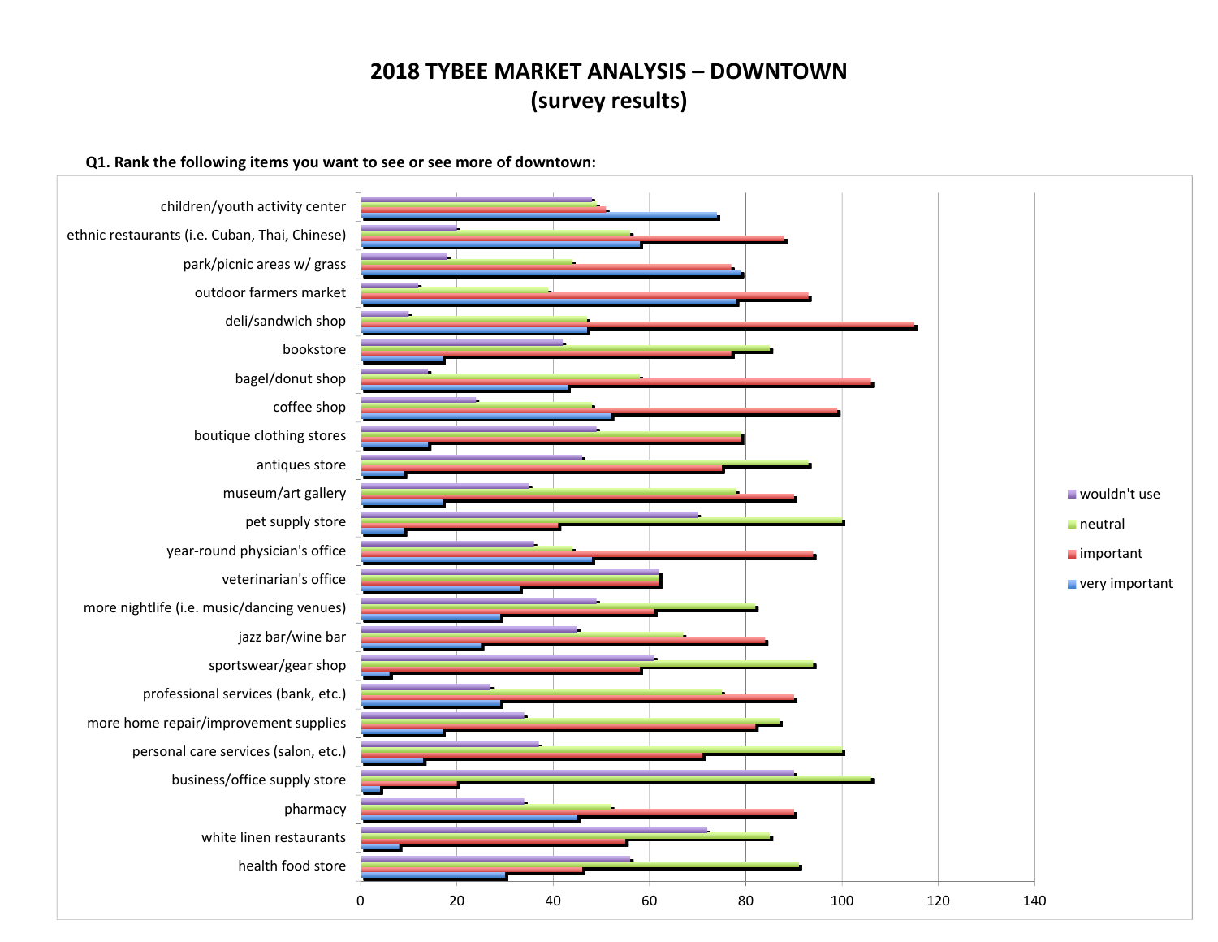# 2018 TYBEE MARKET ANALYSIS – DOWNTOWN
## (survey results)

**Q1. Rank the following items you want to see or see more of downtown:**

children/youth activity center
ethnic restaurants (i.e. Cuban, Thai, Chinese)
park/picnic areas w/ grass
outdoor farmers market
deli/sandwich shop
bookstore
bagel/donut shop
coffee shop
boutique clothing stores
antiques store
museum/art gallery
pet supply store
year-round physician's office
veterinarian's office
more nightlife (i.e. music/dancing venues)
jazz bar/wine bar
sportswear/gear shop
professional services (bank, etc.)
more home repair/improvement supplies
personal care services (salon, etc.)
business/office supply store
pharmacy
white linen restaurants
health food store

0 20 40 60 80 100 120 140

wouldn't use
neutral
important
very important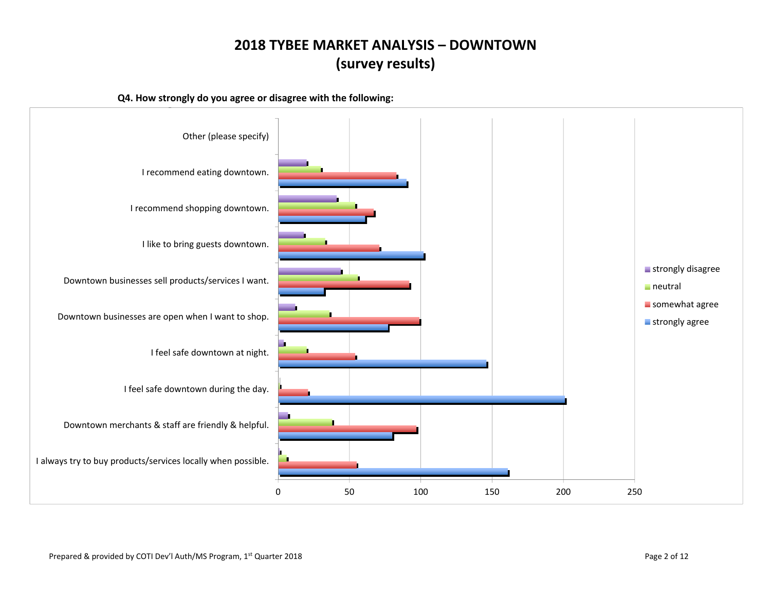# 2018 TYBEE MARKET ANALYSIS – DOWNTOWN
# (survey results)

**Q4. How strongly do you agree or disagree with the following:**

Other (please specify)

I recommend eating downtown.

I recommend shopping downtown.

I like to bring guests downtown.

Downtown businesses sell products/services I want.

Downtown businesses are open when I want to shop.

I feel safe downtown at night.

I feel safe downtown during the day.

Downtown merchants & staff are friendly & helpful.

I always try to buy products/services locally when possible.

0 50 100 150 200 250

strongly disagree

neutral

somewhat agree

strongly agree

Prepared & provided by COTI Dev'l Auth/MS Program, 1st Quarter 2018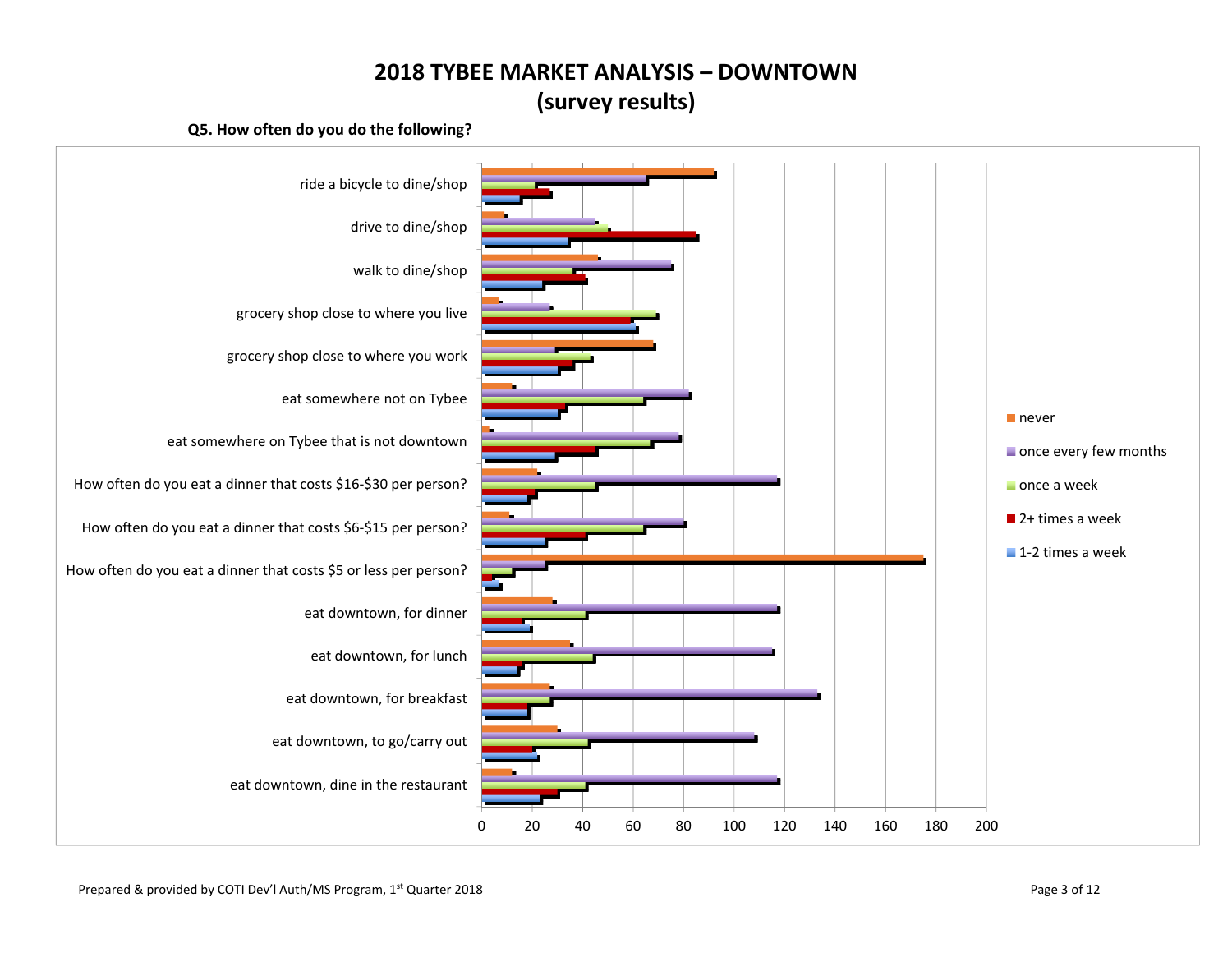# 2018 TYBEE MARKET ANALYSIS – DOWNTOWN
# (survey results)

**Q5. How often do you do the following?**

ride a bicycle to dine/shop

drive to dine/shop

walk to dine/shop

grocery shop close to where you live

grocery shop close to where you work

eat somewhere not on Tybee

eat somewhere on Tybee that is not downtown

How often do you eat a dinner that costs $16-$30 per person?

How often do you eat a dinner that costs $6-$15 per person?

How often do you eat a dinner that costs $5 or less per person?

eat downtown, for dinner

eat downtown, for lunch

eat downtown, for breakfast

eat downtown, to go/carry out

eat downtown, dine in the restaurant

0 20 40 60 80 100 120 140 160 180 200

never

once every few months

once a week

2+ times a week

1-2 times a week

Prepared & provided by COTI Dev'l Auth/MS Program, 1st Quarter 2018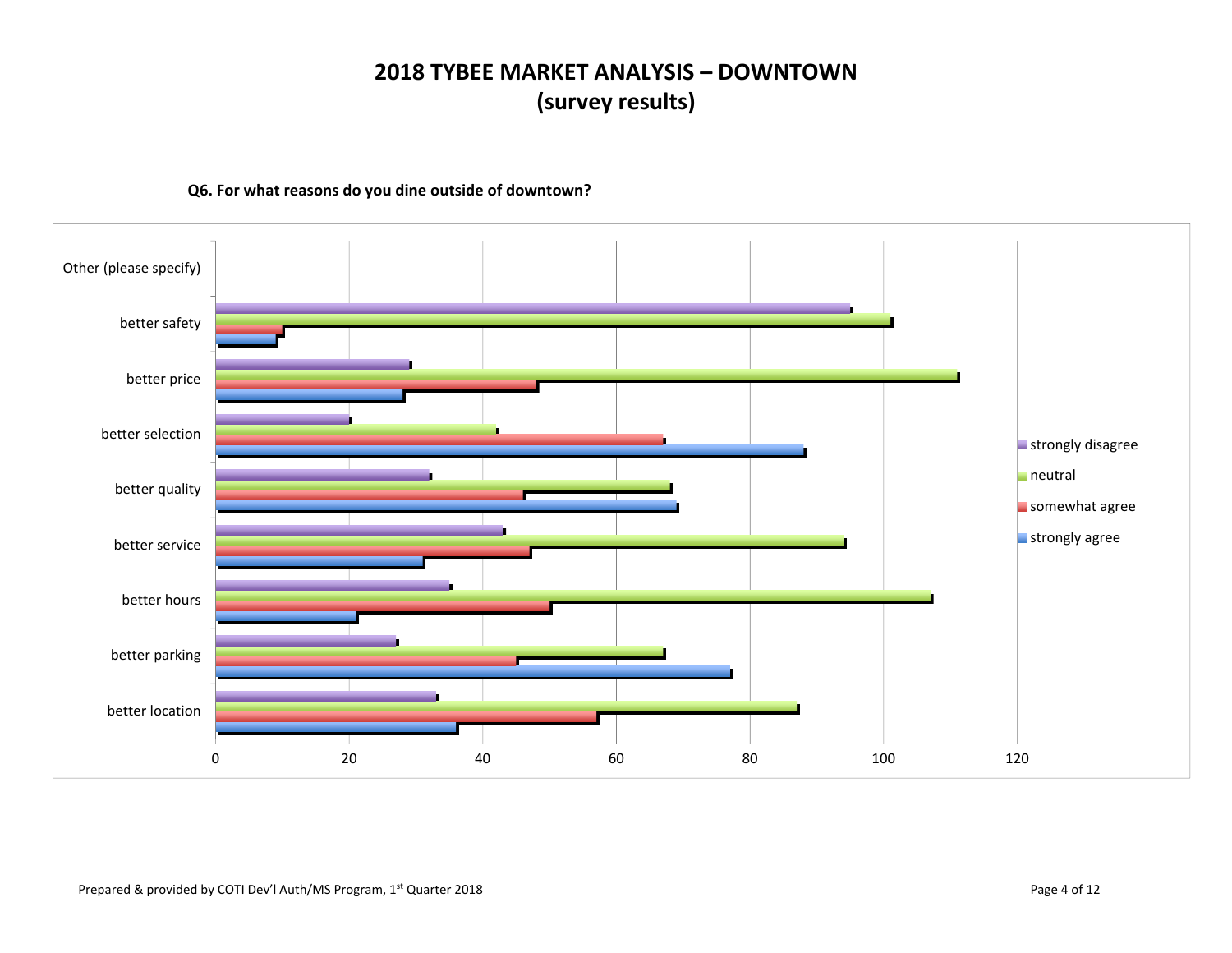# 2018 TYBEE MARKET ANALYSIS – DOWNTOWN
## (survey results)

**Q6. For what reasons do you dine outside of downtown?**

Other (please specify)
better safety
better price
better selection
better quality
better service
better hours
better parking
better location

0
20
40
60
80
100
120

strongly disagree
neutral
somewhat agree
strongly agree

Prepared & provided by COTI Dev'l Auth/MS Program, 1st Quarter 2018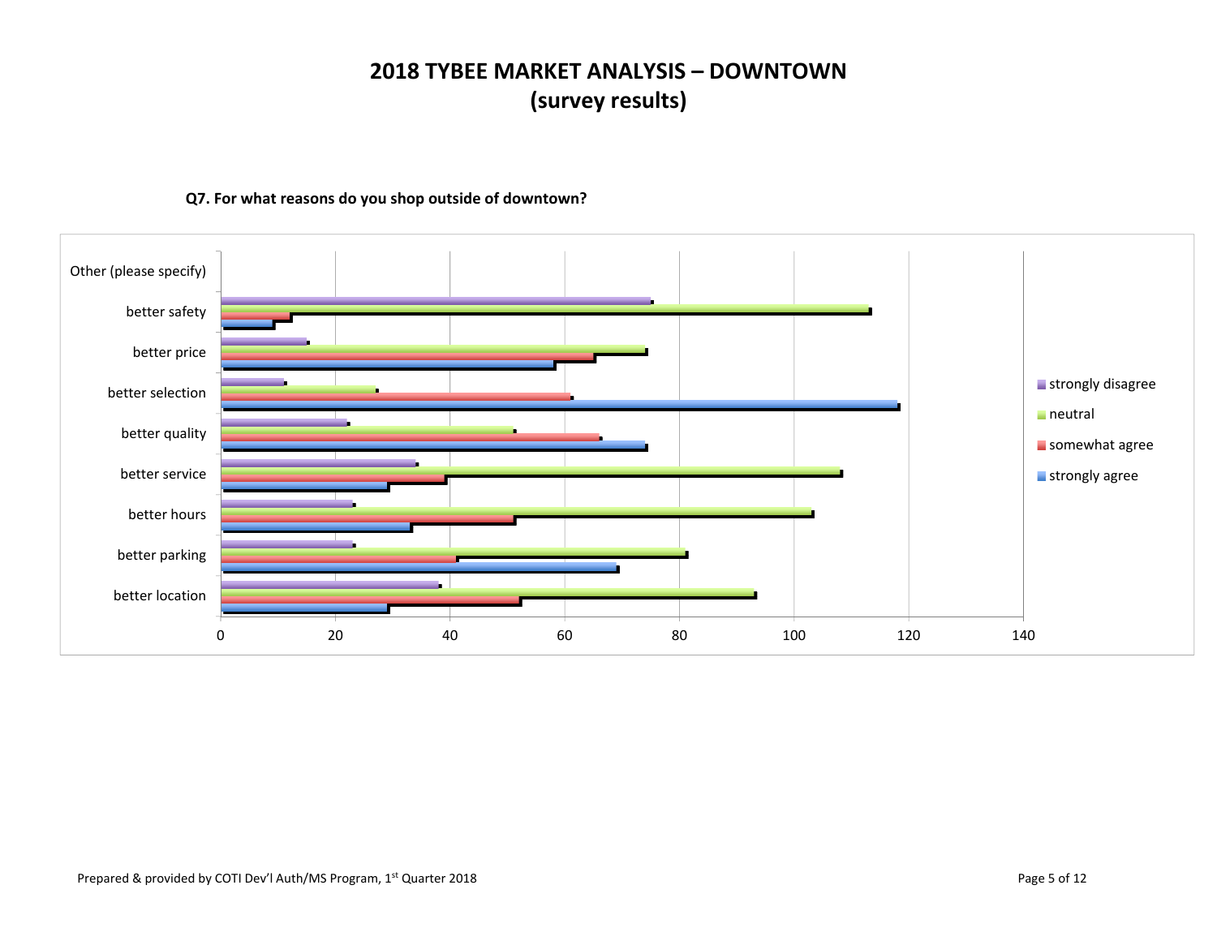# 2018 TYBEE MARKET ANALYSIS – DOWNTOWN
# (survey results)

**Q7. For what reasons do you shop outside of downtown?**

Other (please specify)
better safety
better price
better selection
better quality
better service
better hours
better parking
better location

0
20
40
60
80
100
120
140

strongly disagree
neutral
somewhat agree
strongly agree

Prepared & provided by COTI Dev'l Auth/MS Program, 1st Quarter 2018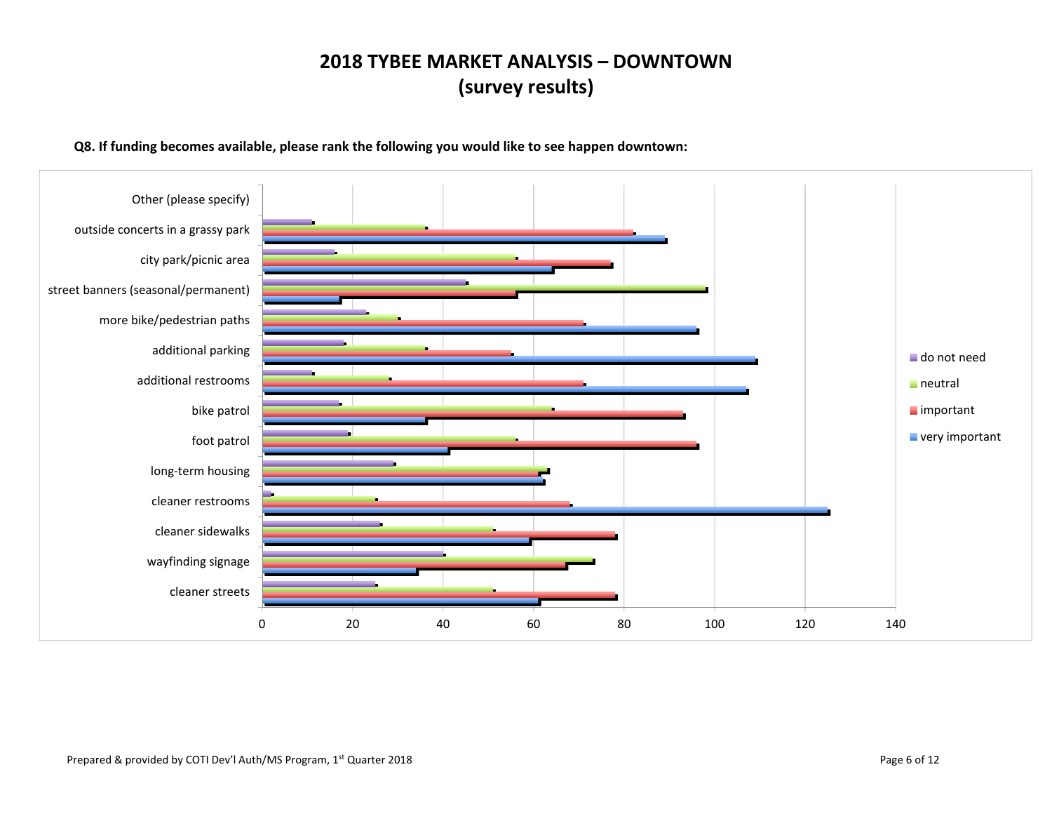# 2018 TYBEE MARKET ANALYSIS – DOWNTOWN
## (survey results)

**Q8. If funding becomes available, please rank the following you would like to see happen downtown:**

Other (please specify)
outside concerts in a grassy park
city park/picnic area
street banners (seasonal/permanent)
more bike/pedestrian paths
additional parking
additional restrooms
bike patrol
foot patrol
long-term housing
cleaner restrooms
cleaner sidewalks
wayfinding signage
cleaner streets

0 20 40 60 80 100 120 140

do not need
neutral
important
very important

Prepared & provided by COTI Dev'l Auth/MS Program, 1st Quarter 2018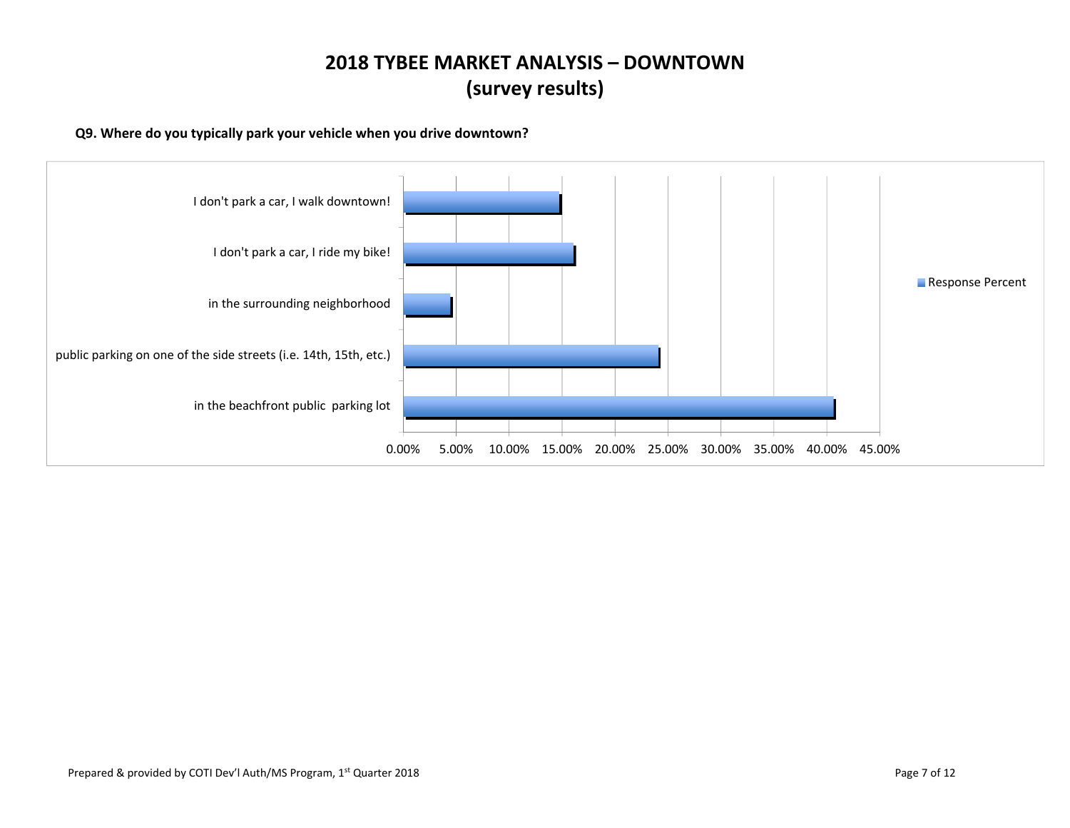# 2018 TYBEE MARKET ANALYSIS – DOWNTOWN
# (survey results)

**Q9. Where do you typically park your vehicle when you drive downtown?**

I don't park a car, I walk downtown!

I don't park a car, I ride my bike!

in the surrounding neighborhood

public parking on one of the side streets (i.e. 14th, 15th, etc.)

in the beachfront public parking lot

0.00% 5.00% 10.00% 15.00% 20.00% 25.00% 30.00% 35.00% 40.00% 45.00%

Response Percent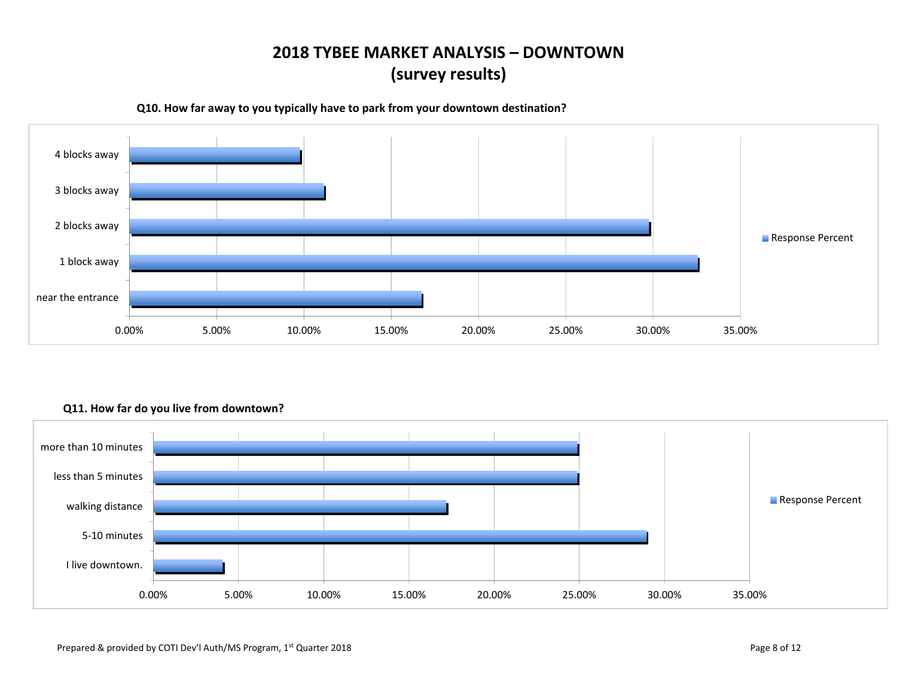# 2018 TYBEE MARKET ANALYSIS – DOWNTOWN
## (survey results)

**Q10. How far away to you typically have to park from your downtown destination?**

4 blocks away
3 blocks away
2 blocks away
1 block away
near the entrance

0.00% 5.00% 10.00% 15.00% 20.00% 25.00% 30.00% 35.00%

Response Percent

**Q11. How far do you live from downtown?**

more than 10 minutes
less than 5 minutes
walking distance
5-10 minutes
I live downtown.

0.00% 5.00% 10.00% 15.00% 20.00% 25.00% 30.00% 35.00%

Response Percent

Prepared & provided by COTI Dev'l Auth/MS Program, 1st Quarter 2018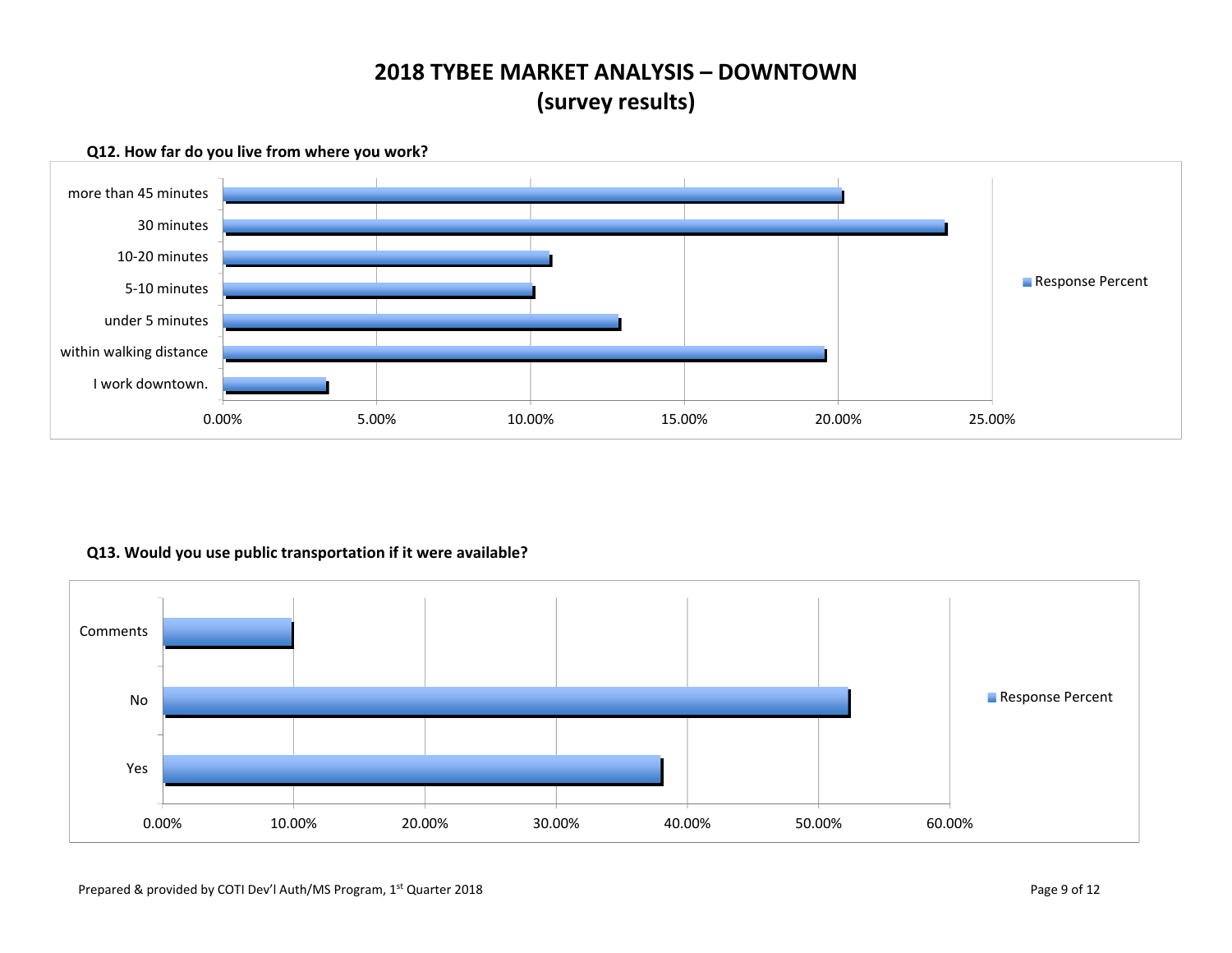# 2018 TYBEE MARKET ANALYSIS – DOWNTOWN
## (survey results)

**Q12. How far do you live from where you work?**

more than 45 minutes
30 minutes
10-20 minutes
5-10 minutes
under 5 minutes
within walking distance
I work downtown.

0.00% 5.00% 10.00% 15.00% 20.00% 25.00%

Response Percent

**Q13. Would you use public transportation if it were available?**

Comments
No
Yes

0.00% 10.00% 20.00% 30.00% 40.00% 50.00% 60.00%

Response Percent

Prepared & provided by COTI Dev'l Auth/MS Program, 1st Quarter 2018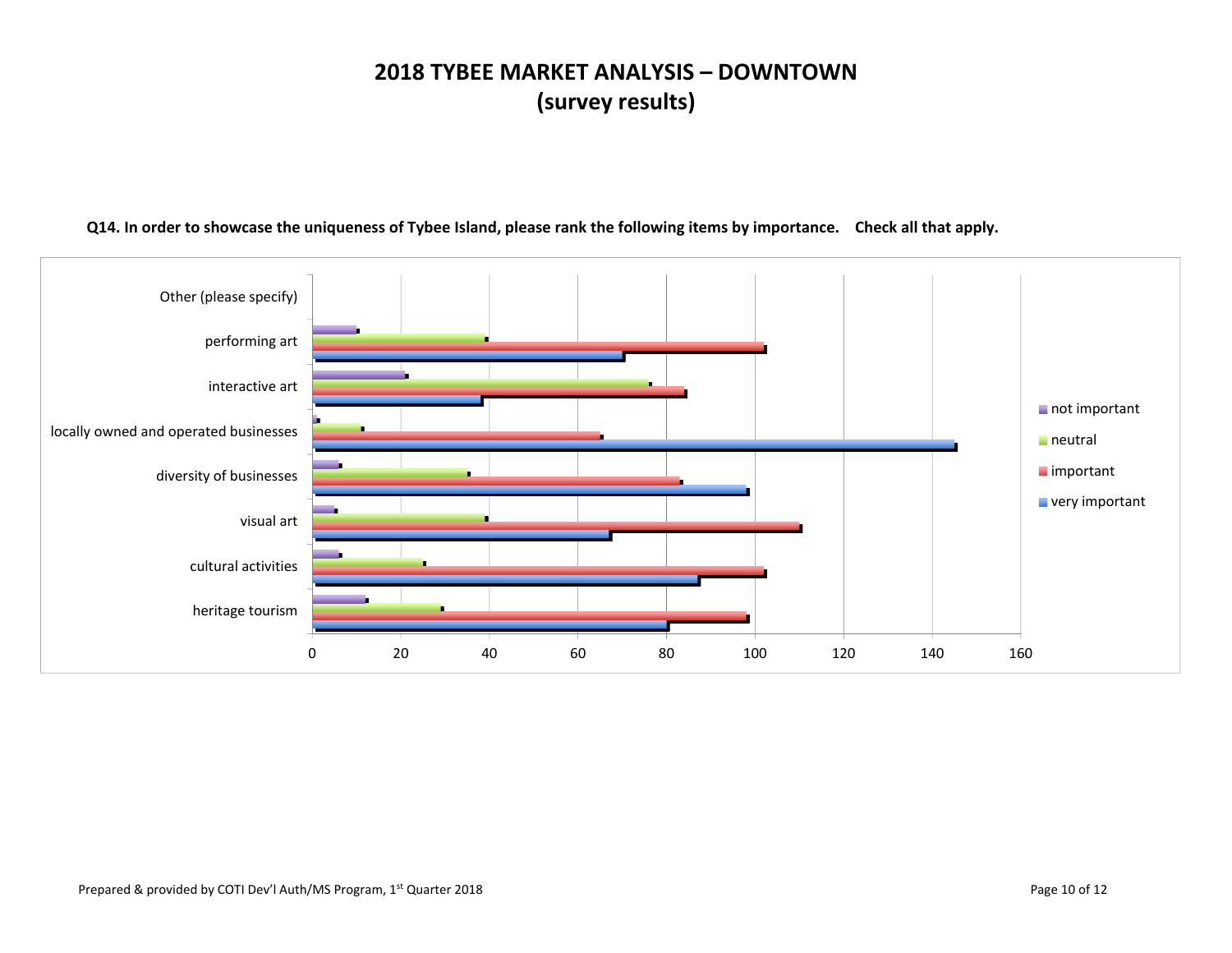# 2018 TYBEE MARKET ANALYSIS – DOWNTOWN
## (survey results)

**Q14. In order to showcase the uniqueness of Tybee Island, please rank the following items by importance. Check all that apply.**

| | not important | neutral | important | very important |
|---|---|---|---|---|
| Other (please specify) | | | | |
| performing art | 10 | 39 | 102 | 70 |
| interactive art | 21 | 76 | 84 | 38 |
| locally owned and operated businesses | 1 | 11 | 65 | 145 |
| diversity of businesses | 6 | 35 | 83 | 98 |
| visual art | 5 | 39 | 110 | 67 |
| cultural activities | 6 | 25 | 102 | 87 |
| heritage tourism | 12 | 29 | 98 | 80 |

Prepared & provided by COTI Dev'l Auth/MS Program, 1st Quarter 2018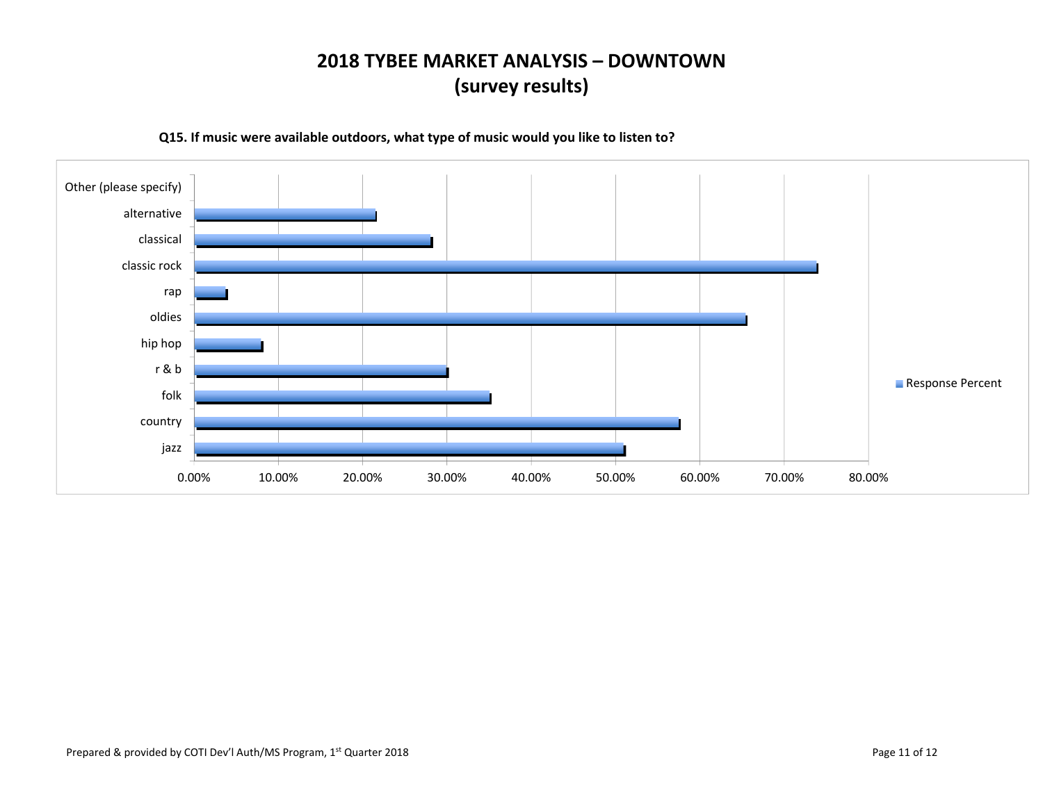# 2018 TYBEE MARKET ANALYSIS – DOWNTOWN
## (survey results)

**Q15. If music were available outdoors, what type of music would you like to listen to?**

Other (please specify)
alternative
classical
classic rock
rap
oldies
hip hop
r & b
folk
country
jazz

0.00% 10.00% 20.00% 30.00% 40.00% 50.00% 60.00% 70.00% 80.00%

Response Percent

Prepared & provided by COTI Dev'l Auth/MS Program, 1st Quarter 2018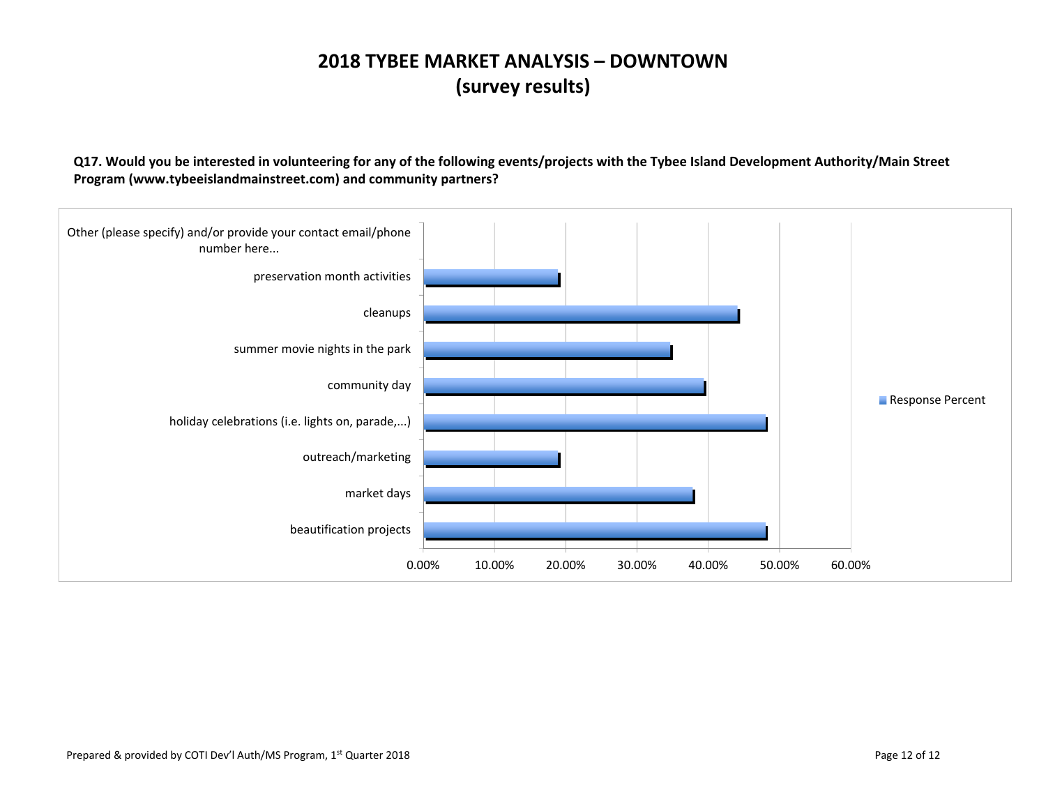# 2018 TYBEE MARKET ANALYSIS – DOWNTOWN
## (survey results)

**Q17. Would you be interested in volunteering for any of the following events/projects with the Tybee Island Development Authority/Main Street Program (www.tybeeislandmainstreet.com) and community partners?**

Other (please specify) and/or provide your contact email/phone number here...

preservation month activities

cleanups

summer movie nights in the park

community day

holiday celebrations (i.e. lights on, parade,...)

outreach/marketing

market days

beautification projects

0.00%
10.00%
20.00%
30.00%
40.00%
50.00%
60.00%

Response Percent

Prepared & provided by COTI Dev'l Auth/MS Program, 1st Quarter 2018